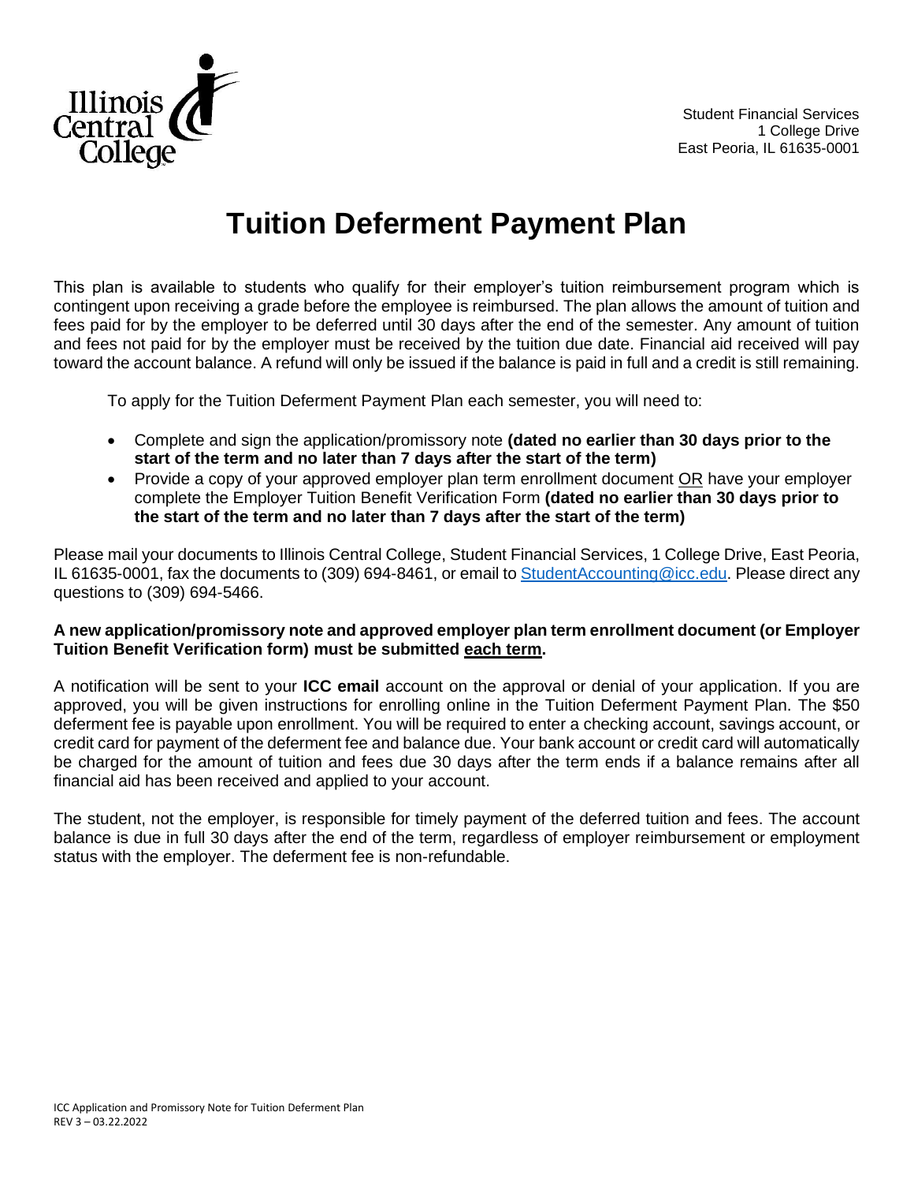Student Financial Services
1 College Drive
East Peoria, IL 61635-0001

# Tuition Deferment Payment Plan

This plan is available to students who qualify for their employer's tuition reimbursement program which is contingent upon receiving a grade before the employee is reimbursed. The plan allows the amount of tuition and fees paid for by the employer to be deferred until 30 days after the end of the semester. Any amount of tuition and fees not paid for by the employer must be received by the tuition due date. Financial aid received will pay toward the account balance. A refund will only be issued if the balance is paid in full and a credit is still remaining.

To apply for the Tuition Deferment Payment Plan each semester, you will need to:

- Complete and sign the application/promissory note **(dated no earlier than 30 days prior to the start of the term and no later than 7 days after the start of the term)**
- Provide a copy of your approved employer plan term enrollment document <u>OR</u> have your employer complete the Employer Tuition Benefit Verification Form **(dated no earlier than 30 days prior to the start of the term and no later than 7 days after the start of the term)**

Please mail your documents to Illinois Central College, Student Financial Services, 1 College Drive, East Peoria, IL 61635-0001, fax the documents to (309) 694-8461, or email to StudentAccounting@icc.edu. Please direct any questions to (309) 694-5466.

**A new application/promissory note and approved employer plan term enrollment document (or Employer Tuition Benefit Verification form) must be submitted <u>each term</u>.**

A notification will be sent to your **ICC email** account on the approval or denial of your application. If you are approved, you will be given instructions for enrolling online in the Tuition Deferment Payment Plan. The $50 deferment fee is payable upon enrollment. You will be required to enter a checking account, savings account, or credit card for payment of the deferment fee and balance due. Your bank account or credit card will automatically be charged for the amount of tuition and fees due 30 days after the term ends if a balance remains after all financial aid has been received and applied to your account.

The student, not the employer, is responsible for timely payment of the deferred tuition and fees. The account balance is due in full 30 days after the end of the term, regardless of employer reimbursement or employment status with the employer. The deferment fee is non-refundable.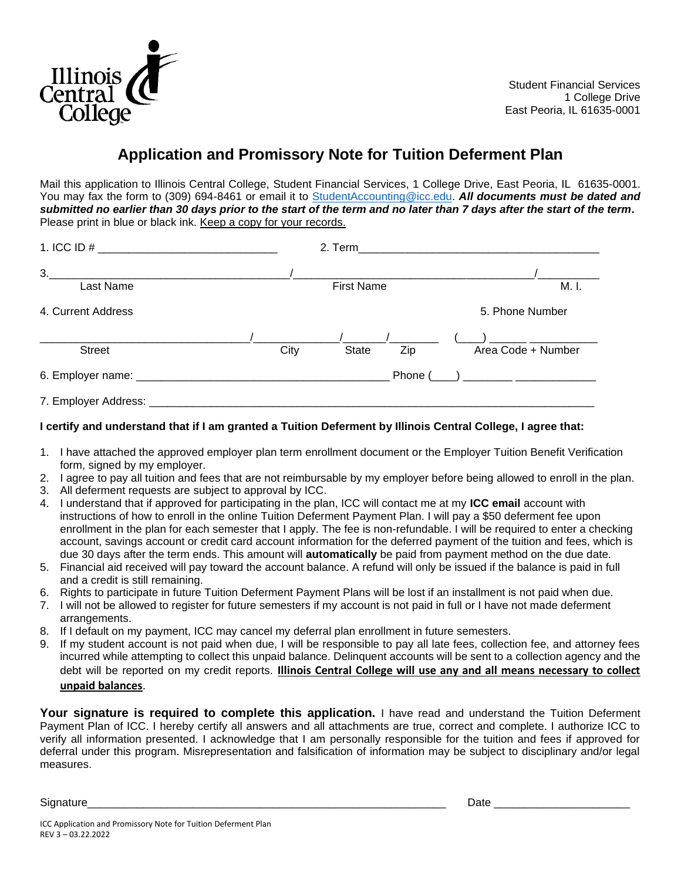Illinois Central College

Student Financial Services
1 College Drive
East Peoria, IL 61635-0001

# Application and Promissory Note for Tuition Deferment Plan

Mail this application to Illinois Central College, Student Financial Services, 1 College Drive, East Peoria, IL 61635-0001. You may fax the form to (309) 694-8461 or email it to StudentAccounting@icc.edu. ***All documents must be dated and submitted no earlier than 30 days prior to the start of the term and no later than 7 days after the start of the term.*** Please print in blue or black ink. Keep a copy for your records.

1. ICC ID # ____________________________ 2. Term________________________________________

3.______________________________________/_____________________________________/__________
Last Name First Name M. I.

4. Current Address 5. Phone Number

________________________________/_____________/______/________ (___) ______ __________
Street City State Zip Area Code + Number

6. Employer name: ________________________________________ Phone (____) ________ _____________

7. Employer Address: __________________________________________________________________________

**I certify and understand that if I am granted a Tuition Deferment by Illinois Central College, I agree that:**

1. I have attached the approved employer plan term enrollment document or the Employer Tuition Benefit Verification form, signed by my employer.
2. I agree to pay all tuition and fees that are not reimbursable by my employer before being allowed to enroll in the plan.
3. All deferment requests are subject to approval by ICC.
4. I understand that if approved for participating in the plan, ICC will contact me at my **ICC email** account with instructions of how to enroll in the online Tuition Deferment Payment Plan. I will pay a $50 deferment fee upon enrollment in the plan for each semester that I apply. The fee is non-refundable. I will be required to enter a checking account, savings account or credit card account information for the deferred payment of the tuition and fees, which is due 30 days after the term ends. This amount will **automatically** be paid from payment method on the due date.
5. Financial aid received will pay toward the account balance. A refund will only be issued if the balance is paid in full and a credit is still remaining.
6. Rights to participate in future Tuition Deferment Payment Plans will be lost if an installment is not paid when due.
7. I will not be allowed to register for future semesters if my account is not paid in full or I have not made deferment arrangements.
8. If I default on my payment, ICC may cancel my deferral plan enrollment in future semesters.
9. If my student account is not paid when due, I will be responsible to pay all late fees, collection fee, and attorney fees incurred while attempting to collect this unpaid balance. Delinquent accounts will be sent to a collection agency and the debt will be reported on my credit reports. **Illinois Central College will use any and all means necessary to collect unpaid balances**.

**Your signature is required to complete this application.** I have read and understand the Tuition Deferment Payment Plan of ICC. I hereby certify all answers and all attachments are true, correct and complete. I authorize ICC to verify all information presented. I acknowledge that I am personally responsible for the tuition and fees if approved for deferral under this program. Misrepresentation and falsification of information may be subject to disciplinary and/or legal measures.

Signature__________________________________________________________ Date _____________________

ICC Application and Promissory Note for Tuition Deferment Plan
REV 3 – 03.22.2022